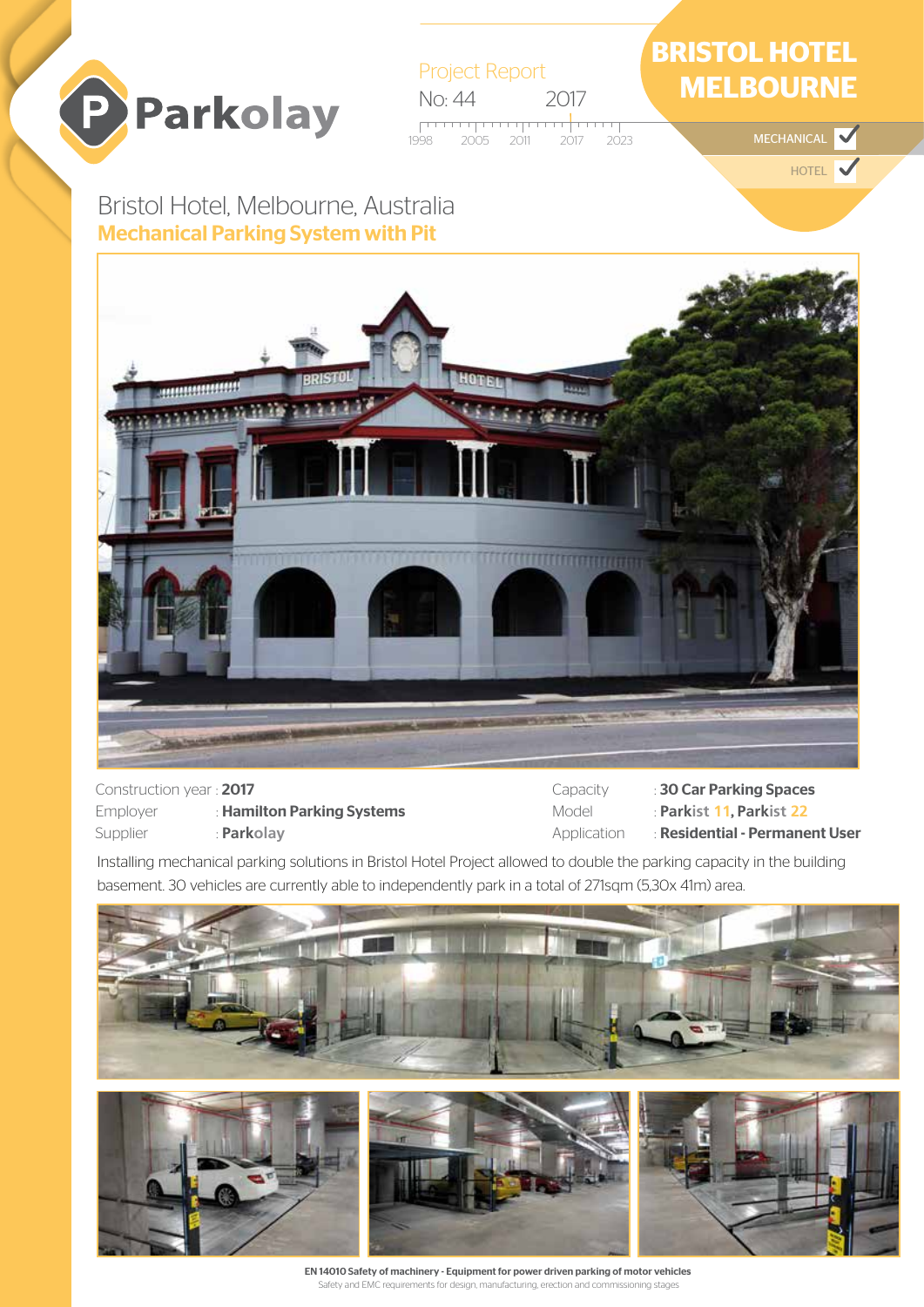Parkolay

Project Report

No: 44 2017

1998 2005 2011 2017 2023

# BRISTOL HOTEL MELBOURNE

MECHANICAL ✓

HOTEL ✓

## Bristol Hotel, Melbourne, Australia

**Mechanical Parking System with Pit**

| | | | |
|---|---|---|---|
| Construction year | : **2017** | Capacity | : **30 Car Parking Spaces** |
| Employer | : **Hamilton Parking Systems** | Model | : **Parkist 11, Parkist 22** |
| Supplier | : **Parkolay** | Application | : **Residential - Permanent User** |

Installing mechanical parking solutions in Bristol Hotel Project allowed to double the parking capacity in the building basement. 30 vehicles are currently able to independently park in a total of 271sqm (5,30x 41m) area.

**EN 14010 Safety of machinery - Equipment for power driven parking of motor vehicles**

Safety and EMC requirements for design, manufacturing, erection and commissioning stages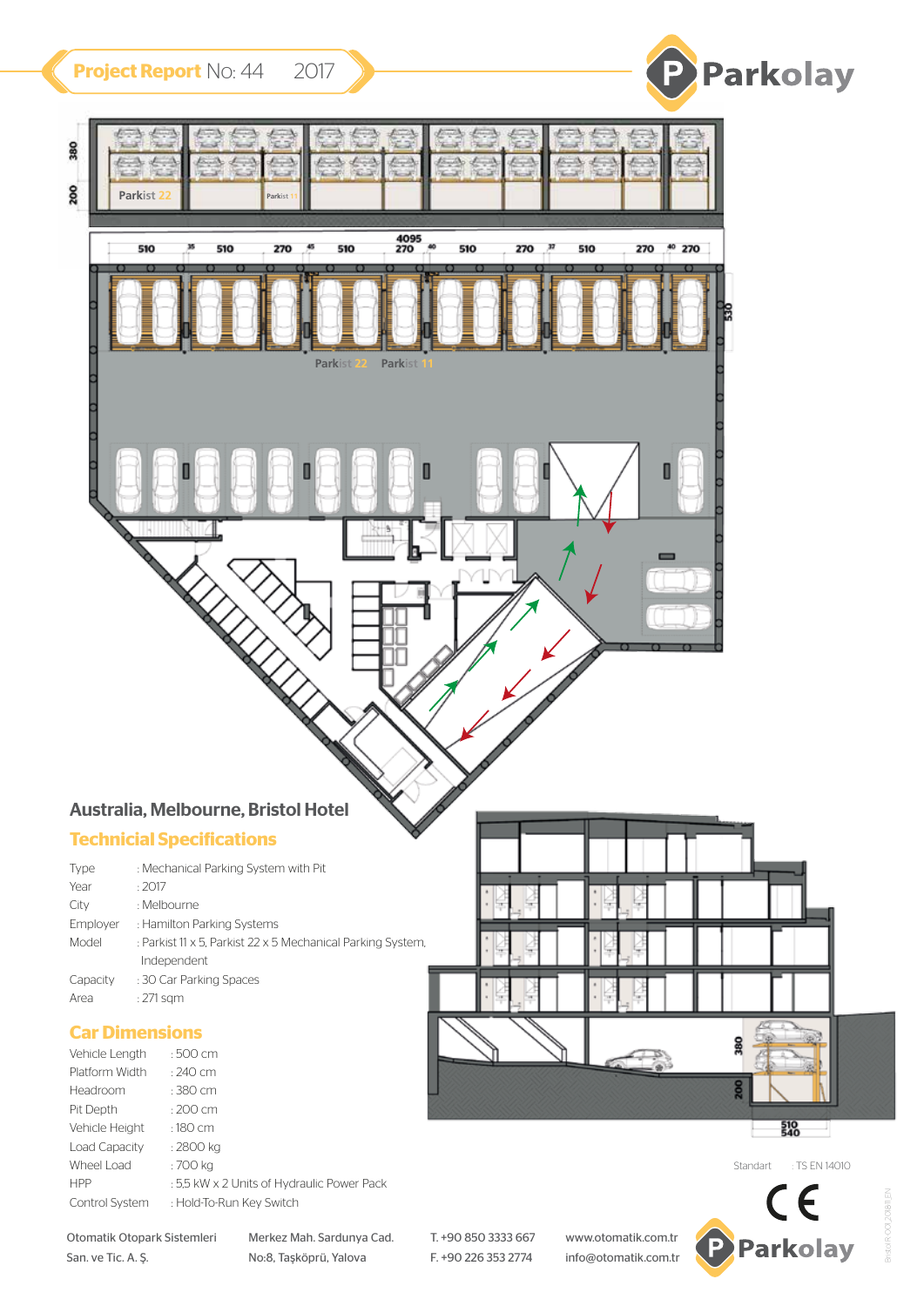Project Report No: 44 2017

Parkolay

Parkist 22

Parkist 11

510 35 510 270 45 510 4095 270 40 510 270 37 510 270 40 270

530

380

200

510 540

## Australia, Melbourne, Bristol Hotel

## Technicial Specifications

| | |
|---|---|
| Type | : Mechanical Parking System with Pit |
| Year | : 2017 |
| City | : Melbourne |
| Employer | : Hamilton Parking Systems |
| Model | : Parkist 11 x 5, Parkist 22 x 5 Mechanical Parking System, Independent |
| Capacity | : 30 Car Parking Spaces |
| Area | : 271 sqm |

## Car Dimensions

| | |
|---|---|
| Vehicle Length | : 500 cm |
| Platform Width | : 240 cm |
| Headroom | : 380 cm |
| Pit Depth | : 200 cm |
| Vehicle Height | : 180 cm |
| Load Capacity | : 2800 kg |
| Wheel Load | : 700 kg |
| HPP | : 5,5 kW x 2 Units of Hydraulic Power Pack |
| Control System | : Hold-To-Run Key Switch |

Standart : TS EN 14010

Otomatik Otopark Sistemleri San. ve Tic. A. Ş.

Merkez Mah. Sardunya Cad. No:8, Taşköprü, Yalova

T. +90 850 3333 667
F. +90 226 353 2774

www.otomatik.com.tr
info@otomatik.com.tr

Parkolay